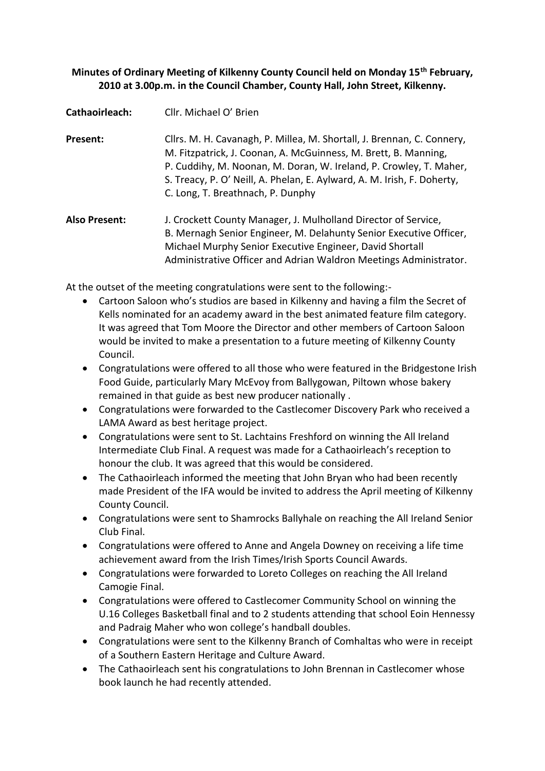**Minutes of Ordinary Meeting of Kilkenny County Council held on Monday 15th February, 2010 at 3.00p.m. in the Council Chamber, County Hall, John Street, Kilkenny.**

**Cathaoirleach:** Cllr. Michael O' Brien

**Present:** Cllrs. M. H. Cavanagh, P. Millea, M. Shortall, J. Brennan, C. Connery, M. Fitzpatrick, J. Coonan, A. McGuinness, M. Brett, B. Manning, P. Cuddihy, M. Noonan, M. Doran, W. Ireland, P. Crowley, T. Maher, S. Treacy, P. O' Neill, A. Phelan, E. Aylward, A. M. Irish, F. Doherty, C. Long, T. Breathnach, P. Dunphy

**Also Present:** J. Crockett County Manager, J. Mulholland Director of Service, B. Mernagh Senior Engineer, M. Delahunty Senior Executive Officer, Michael Murphy Senior Executive Engineer, David Shortall Administrative Officer and Adrian Waldron Meetings Administrator.

At the outset of the meeting congratulations were sent to the following:-

- Cartoon Saloon who's studios are based in Kilkenny and having a film the Secret of Kells nominated for an academy award in the best animated feature film category. It was agreed that Tom Moore the Director and other members of Cartoon Saloon would be invited to make a presentation to a future meeting of Kilkenny County Council.
- Congratulations were offered to all those who were featured in the Bridgestone Irish Food Guide, particularly Mary McEvoy from Ballygowan, Piltown whose bakery remained in that guide as best new producer nationally .
- Congratulations were forwarded to the Castlecomer Discovery Park who received a LAMA Award as best heritage project.
- Congratulations were sent to St. Lachtains Freshford on winning the All Ireland Intermediate Club Final. A request was made for a Cathaoirleach's reception to honour the club. It was agreed that this would be considered.
- The Cathaoirleach informed the meeting that John Bryan who had been recently made President of the IFA would be invited to address the April meeting of Kilkenny County Council.
- Congratulations were sent to Shamrocks Ballyhale on reaching the All Ireland Senior Club Final.
- Congratulations were offered to Anne and Angela Downey on receiving a life time achievement award from the Irish Times/Irish Sports Council Awards.
- Congratulations were forwarded to Loreto Colleges on reaching the All Ireland Camogie Final.
- Congratulations were offered to Castlecomer Community School on winning the U.16 Colleges Basketball final and to 2 students attending that school Eoin Hennessy and Padraig Maher who won college's handball doubles.
- Congratulations were sent to the Kilkenny Branch of Comhaltas who were in receipt of a Southern Eastern Heritage and Culture Award.
- The Cathaoirleach sent his congratulations to John Brennan in Castlecomer whose book launch he had recently attended.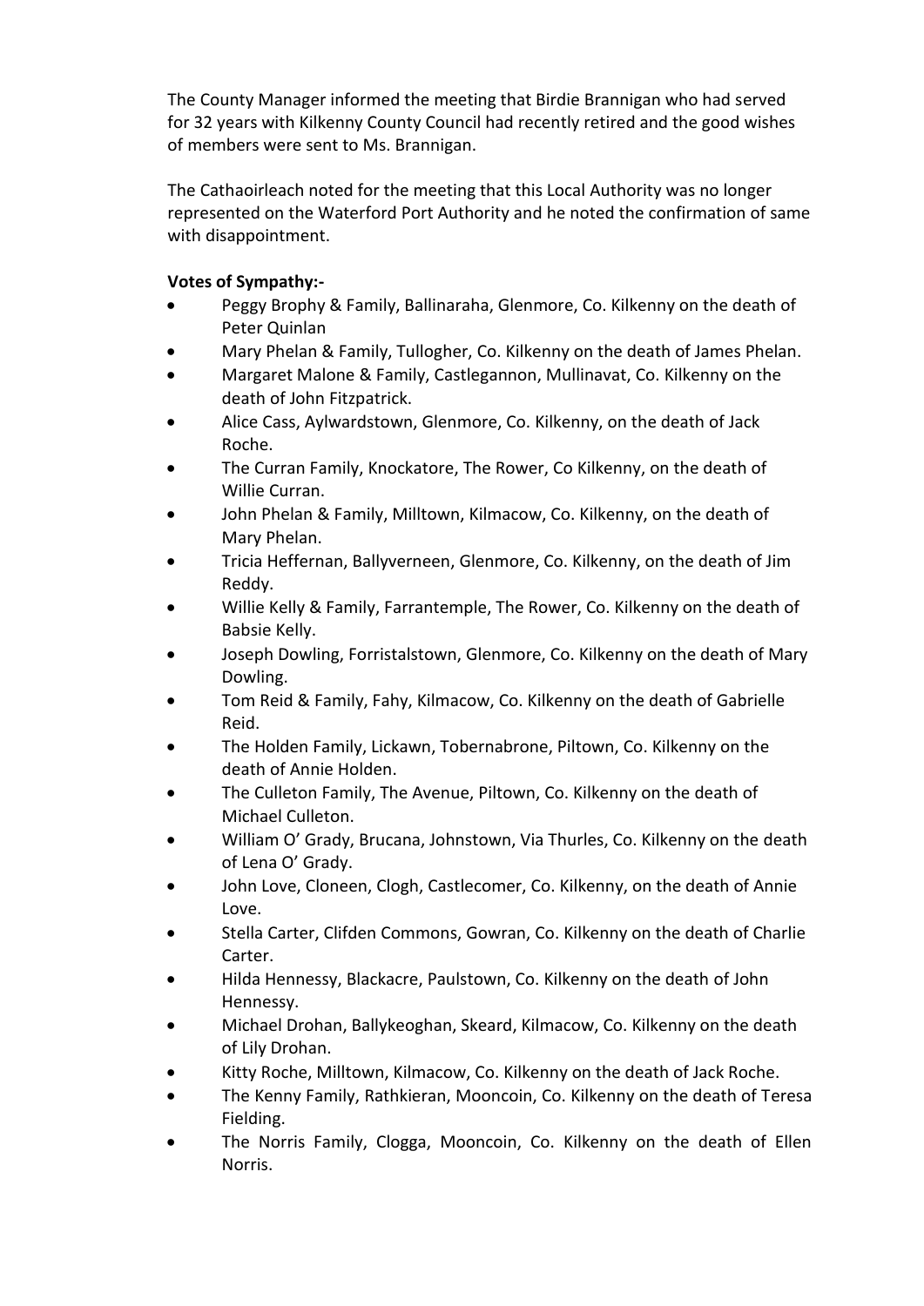The County Manager informed the meeting that Birdie Brannigan who had served for 32 years with Kilkenny County Council had recently retired and the good wishes of members were sent to Ms. Brannigan.

The Cathaoirleach noted for the meeting that this Local Authority was no longer represented on the Waterford Port Authority and he noted the confirmation of same with disappointment.

**Votes of Sympathy:-**

- Peggy Brophy & Family, Ballinaraha, Glenmore, Co. Kilkenny on the death of Peter Quinlan
- Mary Phelan & Family, Tullogher, Co. Kilkenny on the death of James Phelan.
- Margaret Malone & Family, Castlegannon, Mullinavat, Co. Kilkenny on the death of John Fitzpatrick.
- Alice Cass, Aylwardstown, Glenmore, Co. Kilkenny, on the death of Jack Roche.
- The Curran Family, Knockatore, The Rower, Co Kilkenny, on the death of Willie Curran.
- John Phelan & Family, Milltown, Kilmacow, Co. Kilkenny, on the death of Mary Phelan.
- Tricia Heffernan, Ballyverneen, Glenmore, Co. Kilkenny, on the death of Jim Reddy.
- Willie Kelly & Family, Farrantemple, The Rower, Co. Kilkenny on the death of Babsie Kelly.
- Joseph Dowling, Forristalstown, Glenmore, Co. Kilkenny on the death of Mary Dowling.
- Tom Reid & Family, Fahy, Kilmacow, Co. Kilkenny on the death of Gabrielle Reid.
- The Holden Family, Lickawn, Tobernabrone, Piltown, Co. Kilkenny on the death of Annie Holden.
- The Culleton Family, The Avenue, Piltown, Co. Kilkenny on the death of Michael Culleton.
- William O' Grady, Brucana, Johnstown, Via Thurles, Co. Kilkenny on the death of Lena O' Grady.
- John Love, Cloneen, Clogh, Castlecomer, Co. Kilkenny, on the death of Annie Love.
- Stella Carter, Clifden Commons, Gowran, Co. Kilkenny on the death of Charlie Carter.
- Hilda Hennessy, Blackacre, Paulstown, Co. Kilkenny on the death of John Hennessy.
- Michael Drohan, Ballykeoghan, Skeard, Kilmacow, Co. Kilkenny on the death of Lily Drohan.
- Kitty Roche, Milltown, Kilmacow, Co. Kilkenny on the death of Jack Roche.
- The Kenny Family, Rathkieran, Mooncoin, Co. Kilkenny on the death of Teresa Fielding.
- The Norris Family, Clogga, Mooncoin, Co. Kilkenny on the death of Ellen Norris.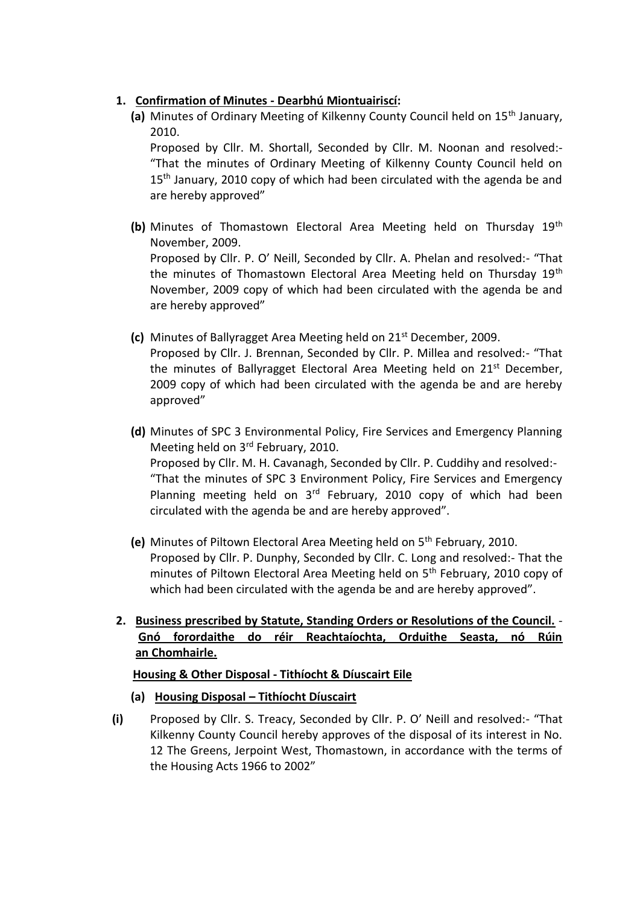1. **Confirmation of Minutes - Dearbhú Miontuairiscí:**
   - **(a)** Minutes of Ordinary Meeting of Kilkenny County Council held on 15th January, 2010.
     Proposed by Cllr. M. Shortall, Seconded by Cllr. M. Noonan and resolved:- "That the minutes of Ordinary Meeting of Kilkenny County Council held on 15th January, 2010 copy of which had been circulated with the agenda be and are hereby approved"

   - **(b)** Minutes of Thomastown Electoral Area Meeting held on Thursday 19th November, 2009.
     Proposed by Cllr. P. O' Neill, Seconded by Cllr. A. Phelan and resolved:- "That the minutes of Thomastown Electoral Area Meeting held on Thursday 19th November, 2009 copy of which had been circulated with the agenda be and are hereby approved"

   - **(c)** Minutes of Ballyragget Area Meeting held on 21st December, 2009.
     Proposed by Cllr. J. Brennan, Seconded by Cllr. P. Millea and resolved:- "That the minutes of Ballyragget Electoral Area Meeting held on 21st December, 2009 copy of which had been circulated with the agenda be and are hereby approved"

   - **(d)** Minutes of SPC 3 Environmental Policy, Fire Services and Emergency Planning Meeting held on 3rd February, 2010.
     Proposed by Cllr. M. H. Cavanagh, Seconded by Cllr. P. Cuddihy and resolved:-
     "That the minutes of SPC 3 Environment Policy, Fire Services and Emergency Planning meeting held on 3rd February, 2010 copy of which had been circulated with the agenda be and are hereby approved".

   - **(e)** Minutes of Piltown Electoral Area Meeting held on 5th February, 2010.
     Proposed by Cllr. P. Dunphy, Seconded by Cllr. C. Long and resolved:- That the minutes of Piltown Electoral Area Meeting held on 5th February, 2010 copy of which had been circulated with the agenda be and are hereby approved".

2. **Business prescribed by Statute, Standing Orders or Resolutions of the Council. - Gnó forordaithe do réir Reachtaíochta, Orduithe Seasta, nó Rúin an Chomhairle.**

**Housing & Other Disposal - Tithíocht & Díuscairt Eile**

**(a) Housing Disposal – Tithíocht Díuscairt**

**(i)** Proposed by Cllr. S. Treacy, Seconded by Cllr. P. O' Neill and resolved:- "That Kilkenny County Council hereby approves of the disposal of its interest in No. 12 The Greens, Jerpoint West, Thomastown, in accordance with the terms of the Housing Acts 1966 to 2002"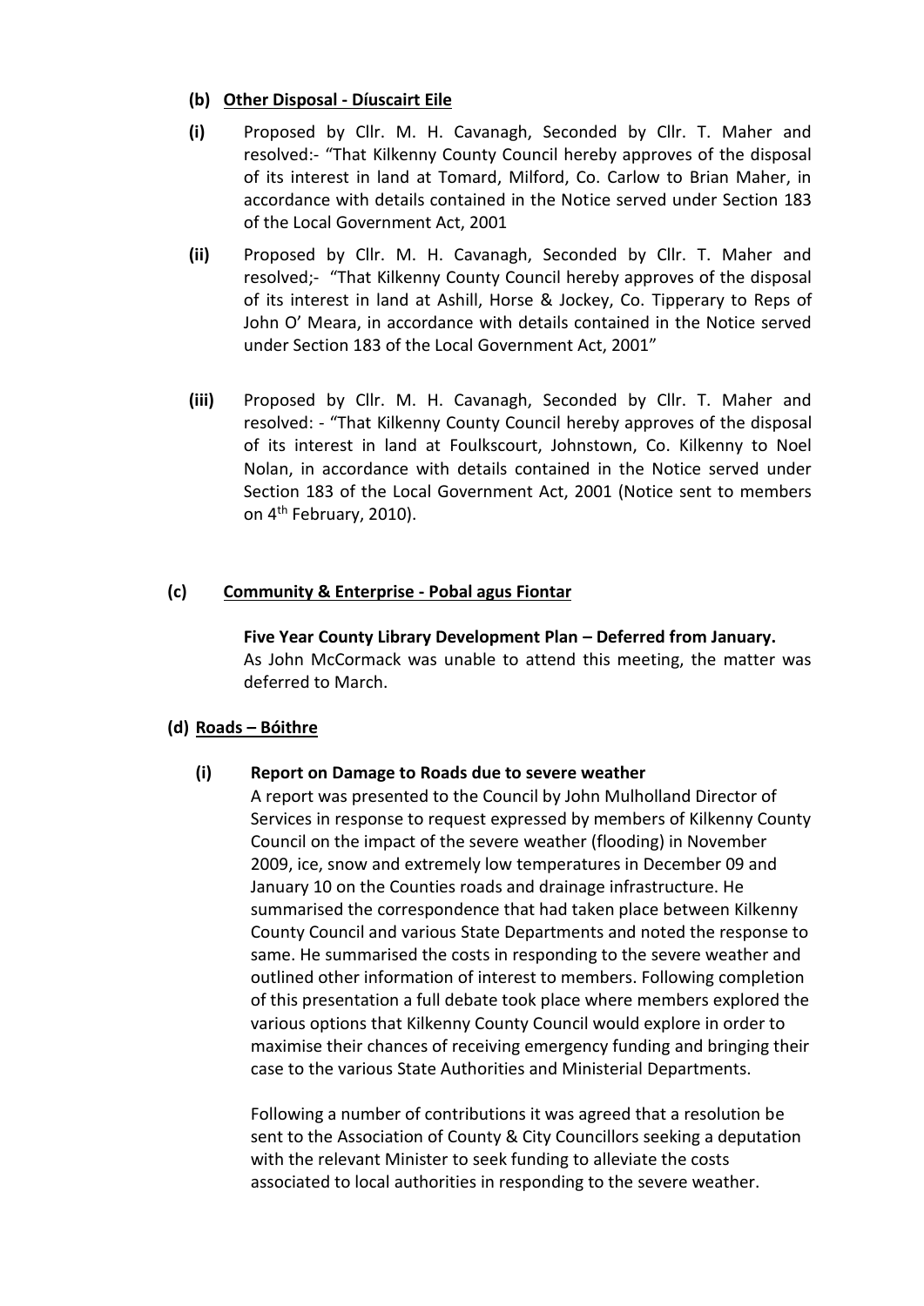**(b) Other Disposal - Díuscairt Eile**

**(i)** Proposed by Cllr. M. H. Cavanagh, Seconded by Cllr. T. Maher and resolved:- "That Kilkenny County Council hereby approves of the disposal of its interest in land at Tomard, Milford, Co. Carlow to Brian Maher, in accordance with details contained in the Notice served under Section 183 of the Local Government Act, 2001

**(ii)** Proposed by Cllr. M. H. Cavanagh, Seconded by Cllr. T. Maher and resolved;- "That Kilkenny County Council hereby approves of the disposal of its interest in land at Ashill, Horse & Jockey, Co. Tipperary to Reps of John O' Meara, in accordance with details contained in the Notice served under Section 183 of the Local Government Act, 2001"

**(iii)** Proposed by Cllr. M. H. Cavanagh, Seconded by Cllr. T. Maher and resolved: - "That Kilkenny County Council hereby approves of the disposal of its interest in land at Foulkscourt, Johnstown, Co. Kilkenny to Noel Nolan, in accordance with details contained in the Notice served under Section 183 of the Local Government Act, 2001 (Notice sent to members on 4th February, 2010).

**(c) Community & Enterprise - Pobal agus Fiontar**

**Five Year County Library Development Plan – Deferred from January.**
As John McCormack was unable to attend this meeting, the matter was deferred to March.

**(d) Roads – Bóithre**

**(i) Report on Damage to Roads due to severe weather**

A report was presented to the Council by John Mulholland Director of Services in response to request expressed by members of Kilkenny County Council on the impact of the severe weather (flooding) in November 2009, ice, snow and extremely low temperatures in December 09 and January 10 on the Counties roads and drainage infrastructure. He summarised the correspondence that had taken place between Kilkenny County Council and various State Departments and noted the response to same. He summarised the costs in responding to the severe weather and outlined other information of interest to members. Following completion of this presentation a full debate took place where members explored the various options that Kilkenny County Council would explore in order to maximise their chances of receiving emergency funding and bringing their case to the various State Authorities and Ministerial Departments.

Following a number of contributions it was agreed that a resolution be sent to the Association of County & City Councillors seeking a deputation with the relevant Minister to seek funding to alleviate the costs associated to local authorities in responding to the severe weather.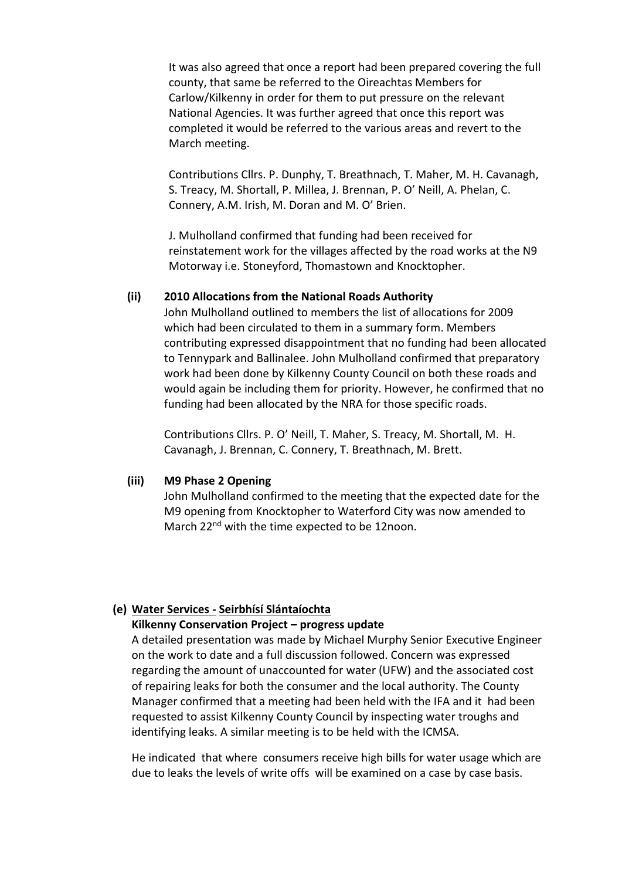It was also agreed that once a report had been prepared covering the full county, that same be referred to the Oireachtas Members for Carlow/Kilkenny in order for them to put pressure on the relevant National Agencies. It was further agreed that once this report was completed it would be referred to the various areas and revert to the March meeting.

Contributions Cllrs. P. Dunphy, T. Breathnach, T. Maher, M. H. Cavanagh, S. Treacy, M. Shortall, P. Millea, J. Brennan, P. O' Neill, A. Phelan, C. Connery, A.M. Irish, M. Doran and M. O' Brien.

J. Mulholland confirmed that funding had been received for reinstatement work for the villages affected by the road works at the N9 Motorway i.e. Stoneyford, Thomastown and Knocktopher.

**(ii) 2010 Allocations from the National Roads Authority**

John Mulholland outlined to members the list of allocations for 2009 which had been circulated to them in a summary form. Members contributing expressed disappointment that no funding had been allocated to Tennypark and Ballinalee. John Mulholland confirmed that preparatory work had been done by Kilkenny County Council on both these roads and would again be including them for priority. However, he confirmed that no funding had been allocated by the NRA for those specific roads.

Contributions Cllrs. P. O' Neill, T. Maher, S. Treacy, M. Shortall, M. H. Cavanagh, J. Brennan, C. Connery, T. Breathnach, M. Brett.

**(iii) M9 Phase 2 Opening**

John Mulholland confirmed to the meeting that the expected date for the M9 opening from Knocktopher to Waterford City was now amended to March 22nd with the time expected to be 12noon.

**(e) Water Services - Seirbhísí Slántaíochta**

**Kilkenny Conservation Project – progress update**

A detailed presentation was made by Michael Murphy Senior Executive Engineer on the work to date and a full discussion followed. Concern was expressed regarding the amount of unaccounted for water (UFW) and the associated cost of repairing leaks for both the consumer and the local authority. The County Manager confirmed that a meeting had been held with the IFA and it had been requested to assist Kilkenny County Council by inspecting water troughs and identifying leaks. A similar meeting is to be held with the ICMSA.

He indicated that where consumers receive high bills for water usage which are due to leaks the levels of write offs will be examined on a case by case basis.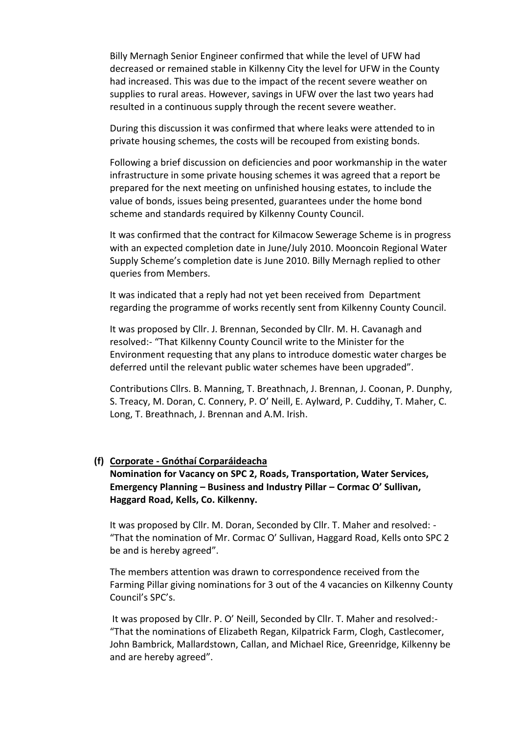Billy Mernagh Senior Engineer confirmed that while the level of UFW had decreased or remained stable in Kilkenny City the level for UFW in the County had increased. This was due to the impact of the recent severe weather on supplies to rural areas. However, savings in UFW over the last two years had resulted in a continuous supply through the recent severe weather.

During this discussion it was confirmed that where leaks were attended to in private housing schemes, the costs will be recouped from existing bonds.

Following a brief discussion on deficiencies and poor workmanship in the water infrastructure in some private housing schemes it was agreed that a report be prepared for the next meeting on unfinished housing estates, to include the value of bonds, issues being presented, guarantees under the home bond scheme and standards required by Kilkenny County Council.

It was confirmed that the contract for Kilmacow Sewerage Scheme is in progress with an expected completion date in June/July 2010. Mooncoin Regional Water Supply Scheme's completion date is June 2010. Billy Mernagh replied to other queries from Members.

It was indicated that a reply had not yet been received from Department regarding the programme of works recently sent from Kilkenny County Council.

It was proposed by Cllr. J. Brennan, Seconded by Cllr. M. H. Cavanagh and resolved:- "That Kilkenny County Council write to the Minister for the Environment requesting that any plans to introduce domestic water charges be deferred until the relevant public water schemes have been upgraded".

Contributions Cllrs. B. Manning, T. Breathnach, J. Brennan, J. Coonan, P. Dunphy, S. Treacy, M. Doran, C. Connery, P. O' Neill, E. Aylward, P. Cuddihy, T. Maher, C. Long, T. Breathnach, J. Brennan and A.M. Irish.

**(f) Corporate - Gnóthaí Corparáideacha**

**Nomination for Vacancy on SPC 2, Roads, Transportation, Water Services, Emergency Planning – Business and Industry Pillar – Cormac O' Sullivan, Haggard Road, Kells, Co. Kilkenny.**

It was proposed by Cllr. M. Doran, Seconded by Cllr. T. Maher and resolved: - "That the nomination of Mr. Cormac O' Sullivan, Haggard Road, Kells onto SPC 2 be and is hereby agreed".

The members attention was drawn to correspondence received from the Farming Pillar giving nominations for 3 out of the 4 vacancies on Kilkenny County Council's SPC's.

It was proposed by Cllr. P. O' Neill, Seconded by Cllr. T. Maher and resolved:- "That the nominations of Elizabeth Regan, Kilpatrick Farm, Clogh, Castlecomer, John Bambrick, Mallardstown, Callan, and Michael Rice, Greenridge, Kilkenny be and are hereby agreed".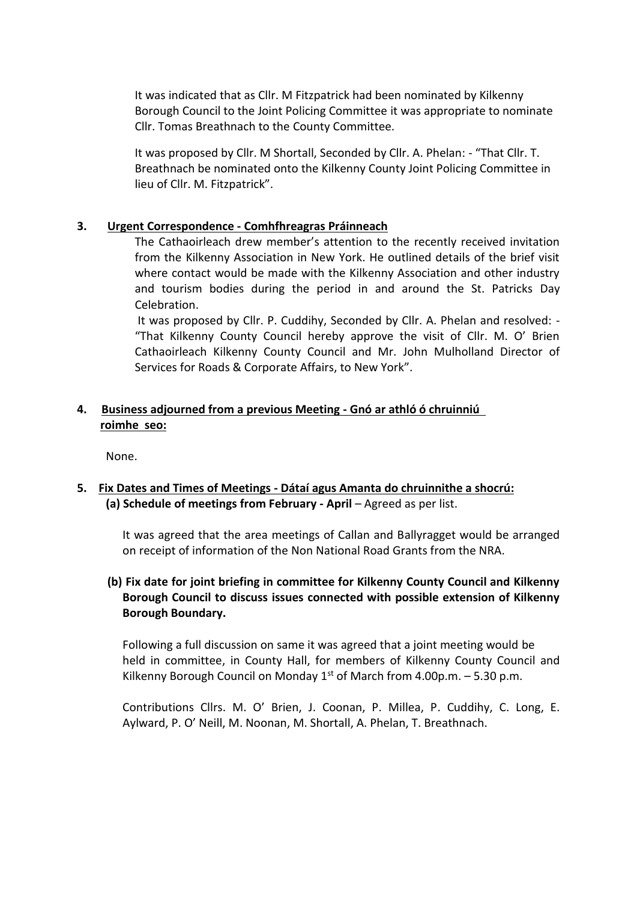It was indicated that as Cllr. M Fitzpatrick had been nominated by Kilkenny Borough Council to the Joint Policing Committee it was appropriate to nominate Cllr. Tomas Breathnach to the County Committee.

It was proposed by Cllr. M Shortall, Seconded by Cllr. A. Phelan: - "That Cllr. T. Breathnach be nominated onto the Kilkenny County Joint Policing Committee in lieu of Cllr. M. Fitzpatrick".

**3. Urgent Correspondence - Comhfhreagras Práinneach**

The Cathaoirleach drew member's attention to the recently received invitation from the Kilkenny Association in New York. He outlined details of the brief visit where contact would be made with the Kilkenny Association and other industry and tourism bodies during the period in and around the St. Patricks Day Celebration.

It was proposed by Cllr. P. Cuddihy, Seconded by Cllr. A. Phelan and resolved: - "That Kilkenny County Council hereby approve the visit of Cllr. M. O' Brien Cathaoirleach Kilkenny County Council and Mr. John Mulholland Director of Services for Roads & Corporate Affairs, to New York".

**4. Business adjourned from a previous Meeting - Gnó ar athló ó chruinniú roimhe seo:**

None.

**5. Fix Dates and Times of Meetings - Dátaí agus Amanta do chruinnithe a shocrú:**

**(a) Schedule of meetings from February - April** – Agreed as per list.

It was agreed that the area meetings of Callan and Ballyragget would be arranged on receipt of information of the Non National Road Grants from the NRA.

**(b) Fix date for joint briefing in committee for Kilkenny County Council and Kilkenny Borough Council to discuss issues connected with possible extension of Kilkenny Borough Boundary.**

Following a full discussion on same it was agreed that a joint meeting would be held in committee, in County Hall, for members of Kilkenny County Council and Kilkenny Borough Council on Monday 1st of March from 4.00p.m. – 5.30 p.m.

Contributions Cllrs. M. O' Brien, J. Coonan, P. Millea, P. Cuddihy, C. Long, E. Aylward, P. O' Neill, M. Noonan, M. Shortall, A. Phelan, T. Breathnach.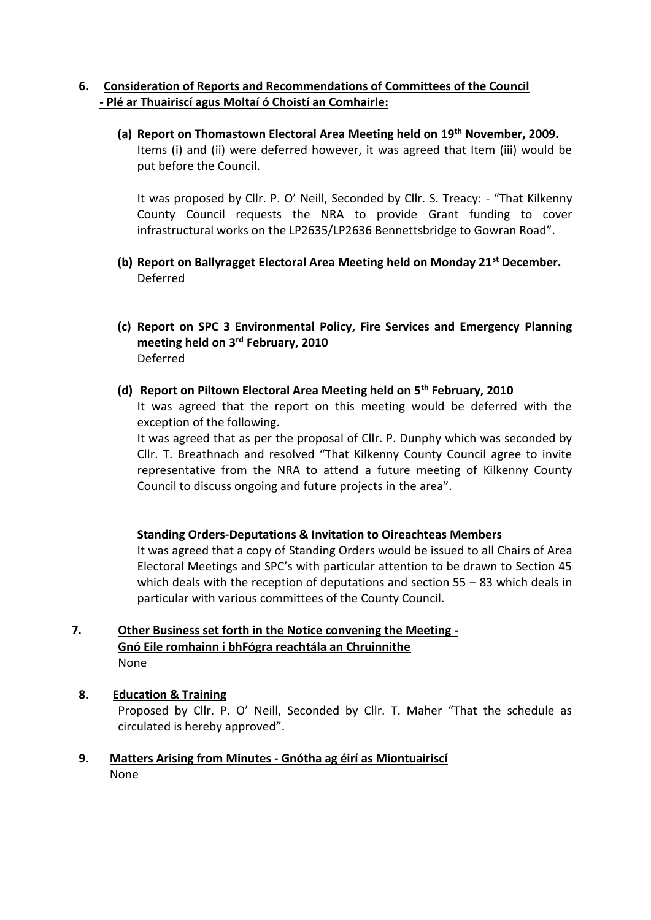## 6. Consideration of Reports and Recommendations of Committees of the Council - Plé ar Thuairiscí agus Moltaí ó Choistí an Comhairle:

**(a) Report on Thomastown Electoral Area Meeting held on 19th November, 2009.**
Items (i) and (ii) were deferred however, it was agreed that Item (iii) would be put before the Council.

It was proposed by Cllr. P. O' Neill, Seconded by Cllr. S. Treacy: - "That Kilkenny County Council requests the NRA to provide Grant funding to cover infrastructural works on the LP2635/LP2636 Bennettsbridge to Gowran Road".

**(b) Report on Ballyragget Electoral Area Meeting held on Monday 21st December.**
Deferred

**(c) Report on SPC 3 Environmental Policy, Fire Services and Emergency Planning meeting held on 3rd February, 2010**
Deferred

**(d) Report on Piltown Electoral Area Meeting held on 5th February, 2010**
It was agreed that the report on this meeting would be deferred with the exception of the following.
It was agreed that as per the proposal of Cllr. P. Dunphy which was seconded by Cllr. T. Breathnach and resolved "That Kilkenny County Council agree to invite representative from the NRA to attend a future meeting of Kilkenny County Council to discuss ongoing and future projects in the area".

**Standing Orders-Deputations & Invitation to Oireachteas Members**
It was agreed that a copy of Standing Orders would be issued to all Chairs of Area Electoral Meetings and SPC's with particular attention to be drawn to Section 45 which deals with the reception of deputations and section 55 – 83 which deals in particular with various committees of the County Council.

## 7. Other Business set forth in the Notice convening the Meeting - Gnó Eile romhainn i bhFógra reachtála an Chruinnithe

None

## 8. Education & Training

Proposed by Cllr. P. O' Neill, Seconded by Cllr. T. Maher "That the schedule as circulated is hereby approved".

## 9. Matters Arising from Minutes - Gnótha ag éirí as Miontuairiscí

None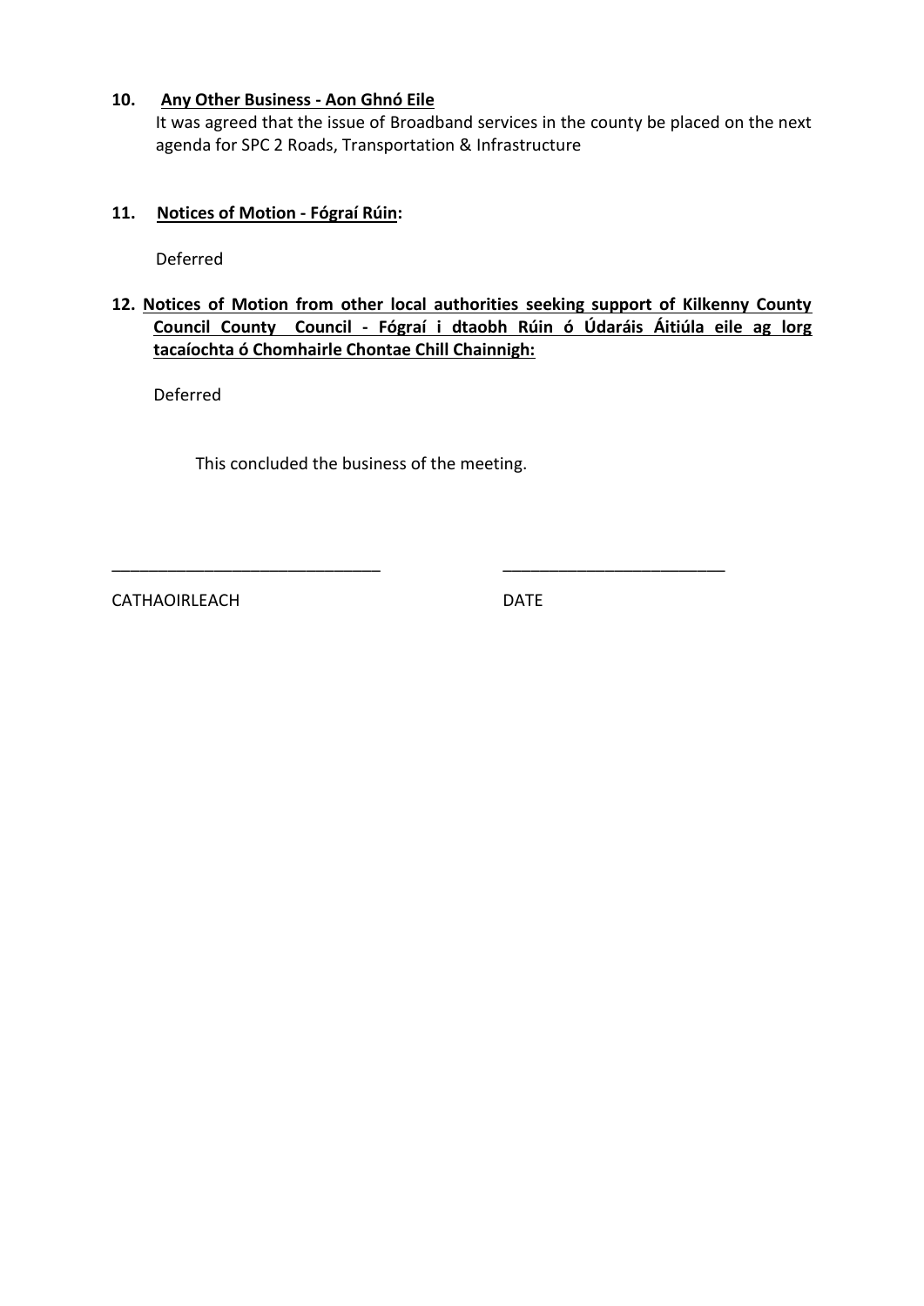**10. Any Other Business - Aon Ghnó Eile**

It was agreed that the issue of Broadband services in the county be placed on the next agenda for SPC 2 Roads, Transportation & Infrastructure

**11. Notices of Motion - Fógraí Rúin:**

Deferred

**12. Notices of Motion from other local authorities seeking support of Kilkenny County Council County Council - Fógraí i dtaobh Rúin ó Údaráis Áitiúla eile ag lorg tacaíochta ó Chomhairle Chontae Chill Chainnigh:**

Deferred

This concluded the business of the meeting.

_____________________________ _________________________

CATHAOIRLEACH DATE